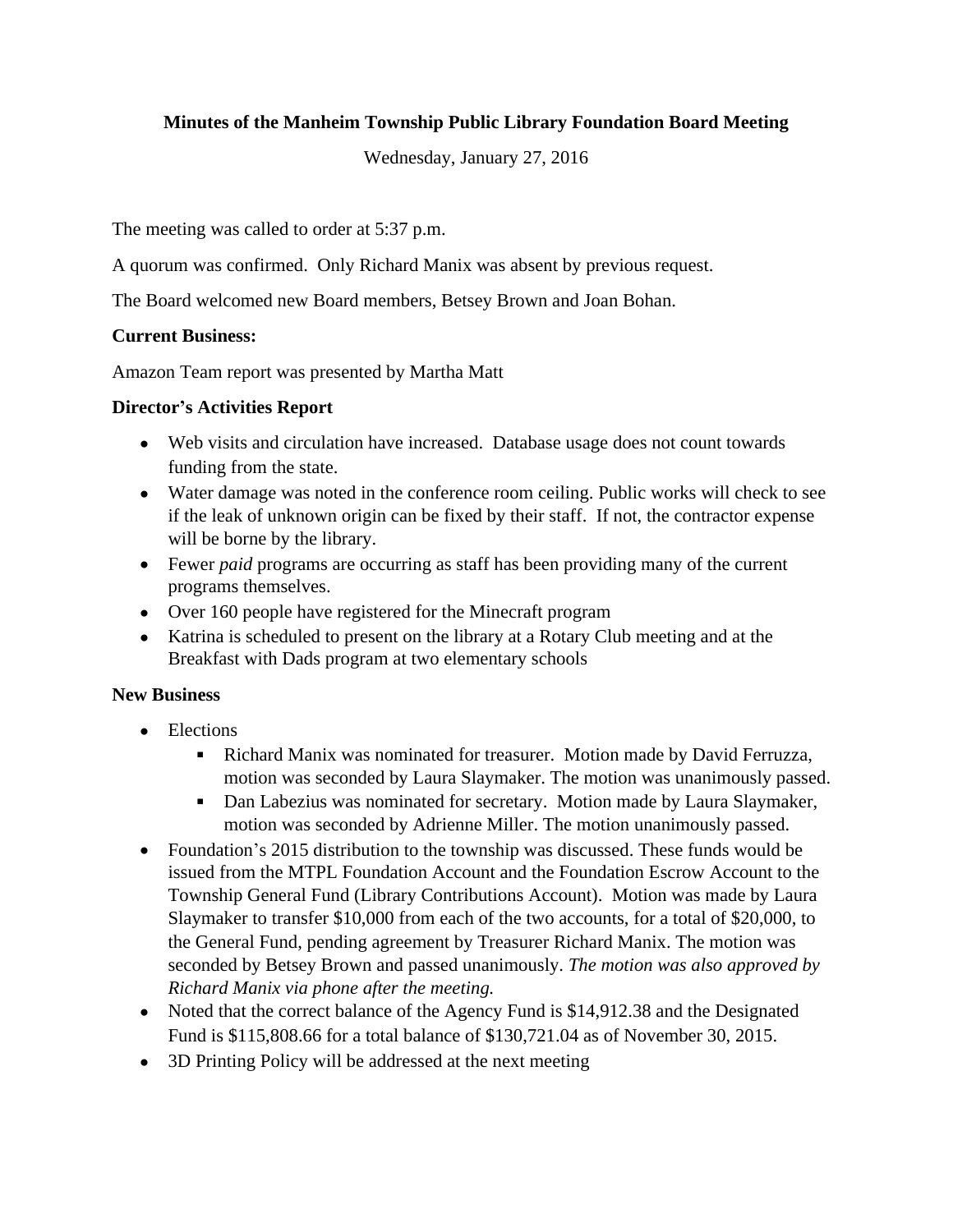# Minutes of the Manheim Township Public Library Foundation Board Meeting

Wednesday, January 27, 2016

The meeting was called to order at 5:37 p.m.

A quorum was confirmed. Only Richard Manix was absent by previous request.

The Board welcomed new Board members, Betsey Brown and Joan Bohan.

**Current Business:**

Amazon Team report was presented by Martha Matt

**Director's Activities Report**

- Web visits and circulation have increased. Database usage does not count towards funding from the state.
- Water damage was noted in the conference room ceiling. Public works will check to see if the leak of unknown origin can be fixed by their staff. If not, the contractor expense will be borne by the library.
- Fewer *paid* programs are occurring as staff has been providing many of the current programs themselves.
- Over 160 people have registered for the Minecraft program
- Katrina is scheduled to present on the library at a Rotary Club meeting and at the Breakfast with Dads program at two elementary schools

**New Business**

- Elections
  - Richard Manix was nominated for treasurer. Motion made by David Ferruzza, motion was seconded by Laura Slaymaker. The motion was unanimously passed.
  - Dan Labezius was nominated for secretary. Motion made by Laura Slaymaker, motion was seconded by Adrienne Miller. The motion unanimously passed.
- Foundation's 2015 distribution to the township was discussed. These funds would be issued from the MTPL Foundation Account and the Foundation Escrow Account to the Township General Fund (Library Contributions Account). Motion was made by Laura Slaymaker to transfer $10,000 from each of the two accounts, for a total of $20,000, to the General Fund, pending agreement by Treasurer Richard Manix. The motion was seconded by Betsey Brown and passed unanimously. *The motion was also approved by Richard Manix via phone after the meeting.*
- Noted that the correct balance of the Agency Fund is $14,912.38 and the Designated Fund is $115,808.66 for a total balance of $130,721.04 as of November 30, 2015.
- 3D Printing Policy will be addressed at the next meeting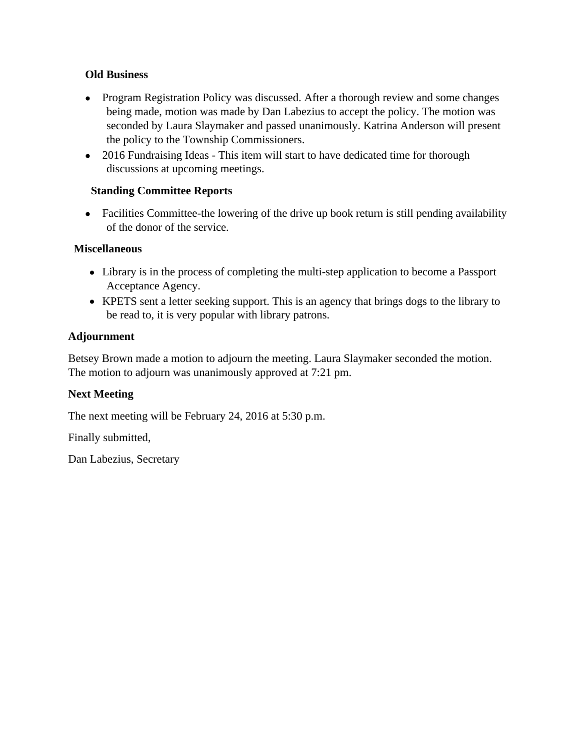**Old Business**

- Program Registration Policy was discussed. After a thorough review and some changes being made, motion was made by Dan Labezius to accept the policy. The motion was seconded by Laura Slaymaker and passed unanimously. Katrina Anderson will present the policy to the Township Commissioners.
- 2016 Fundraising Ideas - This item will start to have dedicated time for thorough discussions at upcoming meetings.

**Standing Committee Reports**

- Facilities Committee-the lowering of the drive up book return is still pending availability of the donor of the service.

**Miscellaneous**

- Library is in the process of completing the multi-step application to become a Passport Acceptance Agency.
- KPETS sent a letter seeking support. This is an agency that brings dogs to the library to be read to, it is very popular with library patrons.

**Adjournment**

Betsey Brown made a motion to adjourn the meeting. Laura Slaymaker seconded the motion. The motion to adjourn was unanimously approved at 7:21 pm.

**Next Meeting**

The next meeting will be February 24, 2016 at 5:30 p.m.

Finally submitted,

Dan Labezius, Secretary